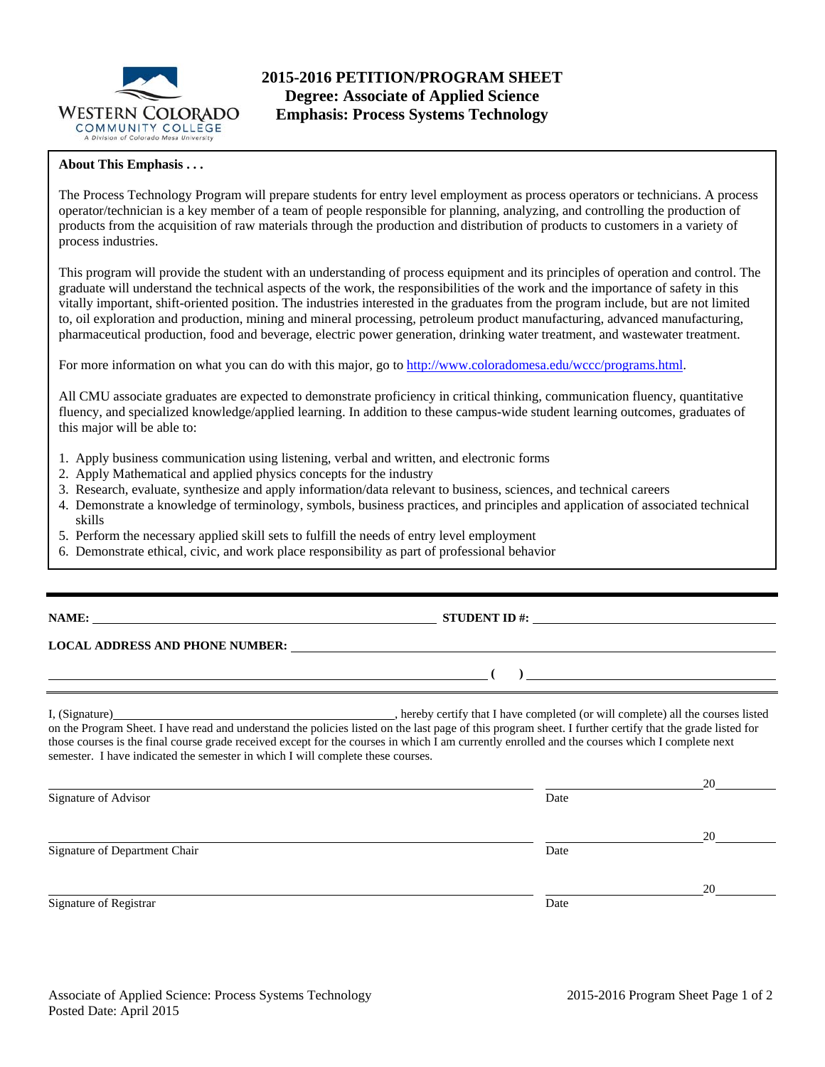# 2015-2016 PETITION/PROGRAM SHEET
## Degree: Associate of Applied Science
## Emphasis: Process Systems Technology

**About This Emphasis . . .**

The Process Technology Program will prepare students for entry level employment as process operators or technicians. A process operator/technician is a key member of a team of people responsible for planning, analyzing, and controlling the production of products from the acquisition of raw materials through the production and distribution of products to customers in a variety of process industries.

This program will provide the student with an understanding of process equipment and its principles of operation and control. The graduate will understand the technical aspects of the work, the responsibilities of the work and the importance of safety in this vitally important, shift-oriented position. The industries interested in the graduates from the program include, but are not limited to, oil exploration and production, mining and mineral processing, petroleum product manufacturing, advanced manufacturing, pharmaceutical production, food and beverage, electric power generation, drinking water treatment, and wastewater treatment.

For more information on what you can do with this major, go to http://www.coloradomesa.edu/wccc/programs.html.

All CMU associate graduates are expected to demonstrate proficiency in critical thinking, communication fluency, quantitative fluency, and specialized knowledge/applied learning. In addition to these campus-wide student learning outcomes, graduates of this major will be able to:

1. Apply business communication using listening, verbal and written, and electronic forms
2. Apply Mathematical and applied physics concepts for the industry
3. Research, evaluate, synthesize and apply information/data relevant to business, sciences, and technical careers
4. Demonstrate a knowledge of terminology, symbols, business practices, and principles and application of associated technical skills
5. Perform the necessary applied skill sets to fulfill the needs of entry level employment
6. Demonstrate ethical, civic, and work place responsibility as part of professional behavior

---

**NAME:** ______________________________ **STUDENT ID #:** ______________________________

**LOCAL ADDRESS AND PHONE NUMBER:** ______________________________

______________________________ **( )** ______________________________

I, (Signature)______________________________, hereby certify that I have completed (or will complete) all the courses listed on the Program Sheet. I have read and understand the policies listed on the last page of this program sheet. I further certify that the grade listed for those courses is the final course grade received except for the courses in which I am currently enrolled and the courses which I complete next semester. I have indicated the semester in which I will complete these courses.

______________________________ ______________ 20______
Signature of Advisor Date

______________________________ ______________ 20______
Signature of Department Chair Date

______________________________ ______________ 20______
Signature of Registrar Date

Associate of Applied Science: Process Systems Technology
Posted Date: April 2015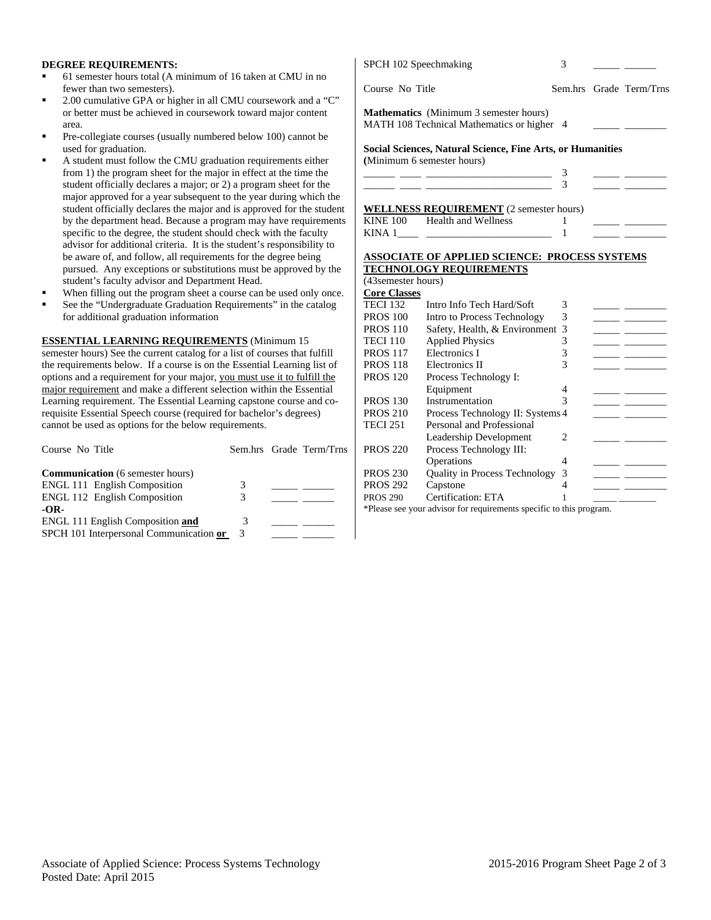**DEGREE REQUIREMENTS:**

- 61 semester hours total (A minimum of 16 taken at CMU in no fewer than two semesters).
- 2.00 cumulative GPA or higher in all CMU coursework and a "C" or better must be achieved in coursework toward major content area.
- Pre-collegiate courses (usually numbered below 100) cannot be used for graduation.
- A student must follow the CMU graduation requirements either from 1) the program sheet for the major in effect at the time the student officially declares a major; or 2) a program sheet for the major approved for a year subsequent to the year during which the student officially declares the major and is approved for the student by the department head. Because a program may have requirements specific to the degree, the student should check with the faculty advisor for additional criteria. It is the student's responsibility to be aware of, and follow, all requirements for the degree being pursued. Any exceptions or substitutions must be approved by the student's faculty advisor and Department Head.
- When filling out the program sheet a course can be used only once.
- See the "Undergraduate Graduation Requirements" in the catalog for additional graduation information

**ESSENTIAL LEARNING REQUIREMENTS** (Minimum 15 semester hours) See the current catalog for a list of courses that fulfill the requirements below. If a course is on the Essential Learning list of options and a requirement for your major, you must use it to fulfill the major requirement and make a different selection within the Essential Learning requirement. The Essential Learning capstone course and co-requisite Essential Speech course (required for bachelor's degrees) cannot be used as options for the below requirements.

| Course No | Title | Sem.hrs | Grade | Term/Trns |
|---|---|---|---|---|
| **Communication** (6 semester hours) | | | | |
| ENGL 111 | English Composition | 3 | _____ | ______ |
| ENGL 112 | English Composition | 3 | _____ | ______ |
| **-OR-** | | | | |
| ENGL 111 | English Composition **and** | 3 | _____ | ______ |
| SPCH 101 | Interpersonal Communication **or** | 3 | _____ | ______ |
| SPCH 102 | Speechmaking | 3 | _____ | ______ |

| Course No | Title | Sem.hrs | Grade | Term/Trns |
|---|---|---|---|---|
| **Mathematics** (Minimum 3 semester hours) | | | | |
| MATH 108 | Technical Mathematics or higher | 4 | _____ | ________ |
| **Social Sciences, Natural Science, Fine Arts, or Humanities** (Minimum 6 semester hours) | | | | |
| ______ ____ | ________________________ | 3 | _____ | ________ |
| ______ ____ | ________________________ | 3 | _____ | ________ |

**WELLNESS REQUIREMENT** (2 semester hours)

| Course No | Title | Sem.hrs | Grade | Term/Trns |
|---|---|---|---|---|
| KINE 100 | Health and Wellness | 1 | _____ | ________ |
| KINA 1____ | ________________________ | 1 | _____ | ________ |

**ASSOCIATE OF APPLIED SCIENCE: PROCESS SYSTEMS TECHNOLOGY REQUIREMENTS**
(43semester hours)

**Core Classes**

| Course No | Title | Sem.hrs | Grade | Term/Trns |
|---|---|---|---|---|
| TECI 132 | Intro Info Tech Hard/Soft | 3 | _____ | ________ |
| PROS 100 | Intro to Process Technology | 3 | _____ | ________ |
| PROS 110 | Safety, Health, & Environment | 3 | _____ | ________ |
| TECI 110 | Applied Physics | 3 | _____ | ________ |
| PROS 117 | Electronics I | 3 | _____ | ________ |
| PROS 118 | Electronics II | 3 | _____ | ________ |
| PROS 120 | Process Technology I: Equipment | 4 | _____ | ________ |
| PROS 130 | Instrumentation | 3 | _____ | ________ |
| PROS 210 | Process Technology II: Systems | 4 | _____ | ________ |
| TECI 251 | Personal and Professional Leadership Development | 2 | _____ | ________ |
| PROS 220 | Process Technology III: Operations | 4 | _____ | ________ |
| PROS 230 | Quality in Process Technology | 3 | _____ | ________ |
| PROS 292 | Capstone | 4 | _____ | ________ |
| PROS 290 | Certification: ETA | 1 | _____ | ________ |

*Please see your advisor for requirements specific to this program.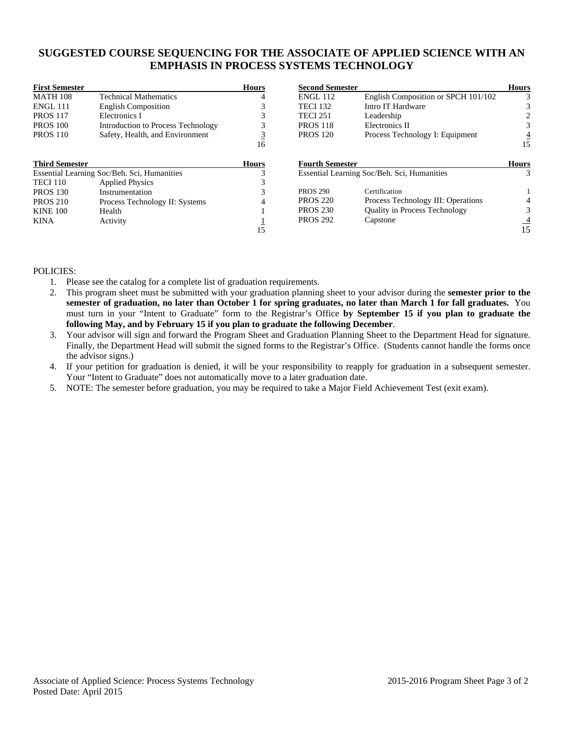## SUGGESTED COURSE SEQUENCING FOR THE ASSOCIATE OF APPLIED SCIENCE WITH AN EMPHASIS IN PROCESS SYSTEMS TECHNOLOGY

| First Semester | | Hours |
|---|---|---|
| MATH 108 | Technical Mathematics | 4 |
| ENGL 111 | English Composition | 3 |
| PROS 117 | Electronics I | 3 |
| PROS 100 | Introduction to Process Technology | 3 |
| PROS 110 | Safety, Health, and Environment | 3 |
| | | 16 |

| Second Semester | | Hours |
|---|---|---|
| ENGL 112 | English Composition or SPCH 101/102 | 3 |
| TECI 132 | Intro IT Hardware | 3 |
| TECI 251 | Leadership | 2 |
| PROS 118 | Electronics II | 3 |
| PROS 120 | Process Technology I: Equipment | 4 |
| | | 15 |

| Third Semester | | Hours |
|---|---|---|
| Essential Learning Soc/Beh. Sci, Humanities | | 3 |
| TECI 110 | Applied Physics | 3 |
| PROS 130 | Instrumentation | 3 |
| PROS 210 | Process Technology II: Systems | 4 |
| KINE 100 | Health | 1 |
| KINA | Activity | 1 |
| | | 15 |

| Fourth Semester | | Hours |
|---|---|---|
| Essential Learning Soc/Beh. Sci, Humanities | | 3 |
| PROS 290 | Certification | 1 |
| PROS 220 | Process Technology III: Operations | 4 |
| PROS 230 | Quality in Process Technology | 3 |
| PROS 292 | Capstone | 4 |
| | | 15 |

POLICIES:

1. Please see the catalog for a complete list of graduation requirements.
2. This program sheet must be submitted with your graduation planning sheet to your advisor during the **semester prior to the semester of graduation, no later than October 1 for spring graduates, no later than March 1 for fall graduates.** You must turn in your "Intent to Graduate" form to the Registrar's Office **by September 15 if you plan to graduate the following May, and by February 15 if you plan to graduate the following December**.
3. Your advisor will sign and forward the Program Sheet and Graduation Planning Sheet to the Department Head for signature. Finally, the Department Head will submit the signed forms to the Registrar's Office. (Students cannot handle the forms once the advisor signs.)
4. If your petition for graduation is denied, it will be your responsibility to reapply for graduation in a subsequent semester. Your "Intent to Graduate" does not automatically move to a later graduation date.
5. NOTE: The semester before graduation, you may be required to take a Major Field Achievement Test (exit exam).